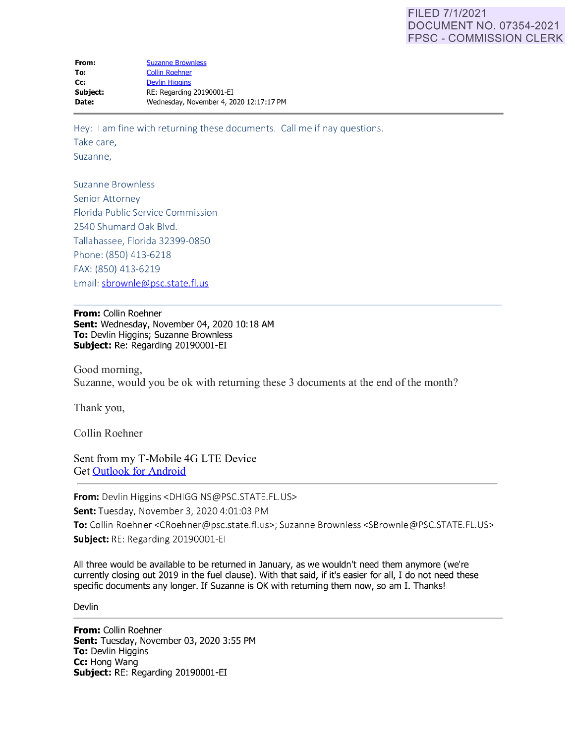FILED 7/1/2021
DOCUMENT NO. 07354-2021
FPSC - COMMISSION CLERK

| | |
|---|---|
| **From:** | Suzanne Brownless |
| **To:** | Collin Roehner |
| **Cc:** | Devlin Higgins |
| **Subject:** | RE: Regarding 20190001-EI |
| **Date:** | Wednesday, November 4, 2020 12:17:17 PM |

---

Hey: I am fine with returning these documents. Call me if nay questions.
Take care,
Suzanne,

Suzanne Brownless
Senior Attorney
Florida Public Service Commission
2540 Shumard Oak Blvd.
Tallahassee, Florida 32399-0850
Phone: (850) 413-6218
FAX: (850) 413-6219
Email: sbrownle@psc.state.fl.us

---

**From:** Collin Roehner
**Sent:** Wednesday, November 04, 2020 10:18 AM
**To:** Devlin Higgins; Suzanne Brownless
**Subject:** Re: Regarding 20190001-EI

Good morning,
Suzanne, would you be ok with returning these 3 documents at the end of the month?

Thank you,

Collin Roehner

Sent from my T-Mobile 4G LTE Device
Get Outlook for Android

---

**From:** Devlin Higgins <DHIGGINS@PSC.STATE.FL.US>
**Sent:** Tuesday, November 3, 2020 4:01:03 PM
**To:** Collin Roehner <CRoehner@psc.state.fl.us>; Suzanne Brownless <SBrownle@PSC.STATE.FL.US>
**Subject:** RE: Regarding 20190001-EI

All three would be available to be returned in January, as we wouldn't need them anymore (we're currently closing out 2019 in the fuel clause). With that said, if it's easier for all, I do not need these specific documents any longer. If Suzanne is OK with returning them now, so am I. Thanks!

Devlin

---

**From:** Collin Roehner
**Sent:** Tuesday, November 03, 2020 3:55 PM
**To:** Devlin Higgins
**Cc:** Hong Wang
**Subject:** RE: Regarding 20190001-EI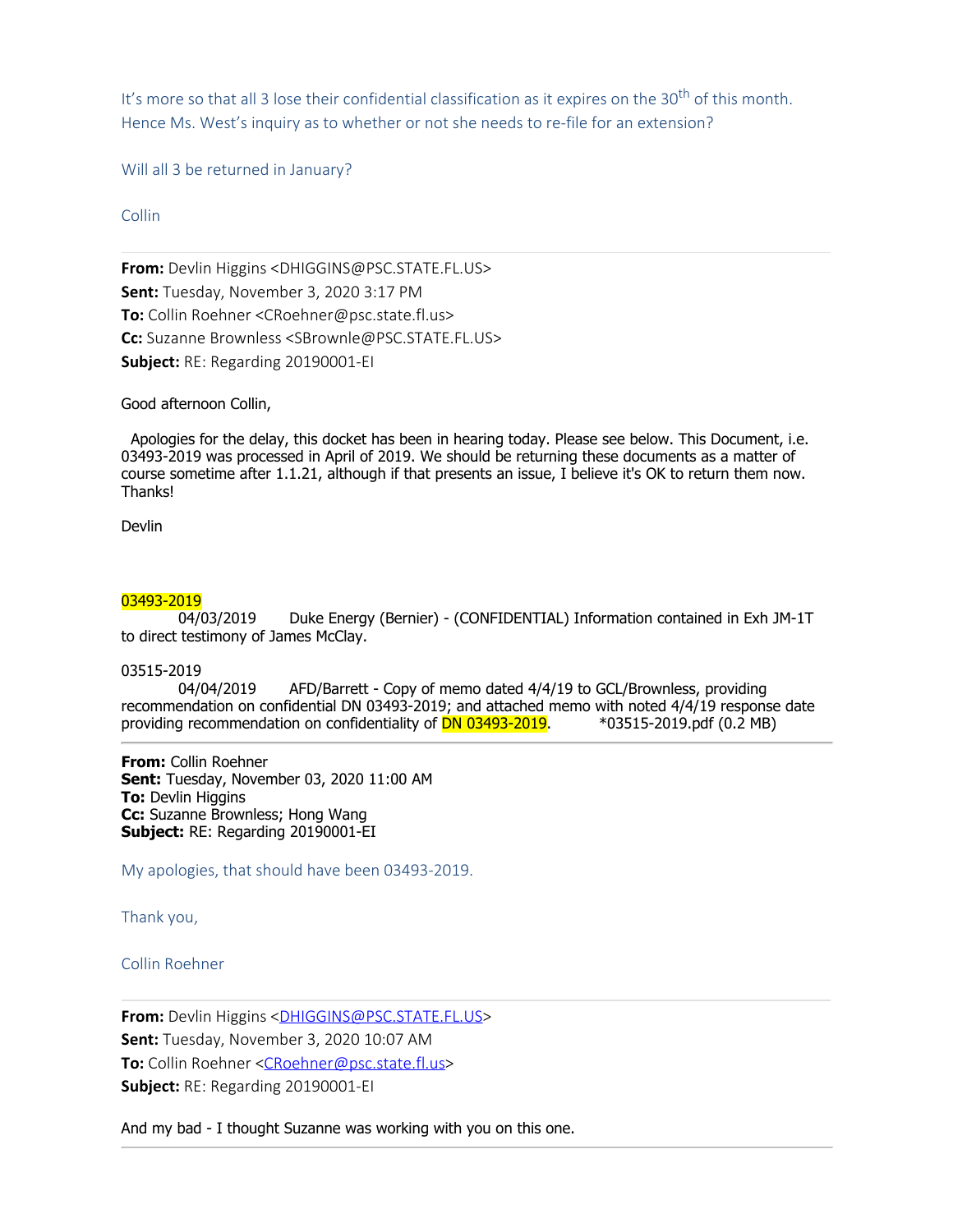It's more so that all 3 lose their confidential classification as it expires on the 30th of this month. Hence Ms. West's inquiry as to whether or not she needs to re-file for an extension?

Will all 3 be returned in January?

Collin

---

**From:** Devlin Higgins <DHIGGINS@PSC.STATE.FL.US>
**Sent:** Tuesday, November 3, 2020 3:17 PM
**To:** Collin Roehner <CRoehner@psc.state.fl.us>
**Cc:** Suzanne Brownless <SBrownle@PSC.STATE.FL.US>
**Subject:** RE: Regarding 20190001-EI

Good afternoon Collin,

Apologies for the delay, this docket has been in hearing today. Please see below. This Document, i.e. 03493-2019 was processed in April of 2019. We should be returning these documents as a matter of course sometime after 1.1.21, although if that presents an issue, I believe it's OK to return them now. Thanks!

Devlin

03493-2019
04/03/2019 Duke Energy (Bernier) - (CONFIDENTIAL) Information contained in Exh JM-1T to direct testimony of James McClay.

03515-2019
04/04/2019 AFD/Barrett - Copy of memo dated 4/4/19 to GCL/Brownless, providing recommendation on confidential DN 03493-2019; and attached memo with noted 4/4/19 response date providing recommendation on confidentiality of DN 03493-2019. *03515-2019.pdf (0.2 MB)

---

**From:** Collin Roehner
**Sent:** Tuesday, November 03, 2020 11:00 AM
**To:** Devlin Higgins
**Cc:** Suzanne Brownless; Hong Wang
**Subject:** RE: Regarding 20190001-EI

My apologies, that should have been 03493-2019.

Thank you,

Collin Roehner

---

**From:** Devlin Higgins <DHIGGINS@PSC.STATE.FL.US>
**Sent:** Tuesday, November 3, 2020 10:07 AM
**To:** Collin Roehner <CRoehner@psc.state.fl.us>
**Subject:** RE: Regarding 20190001-EI

And my bad - I thought Suzanne was working with you on this one.

---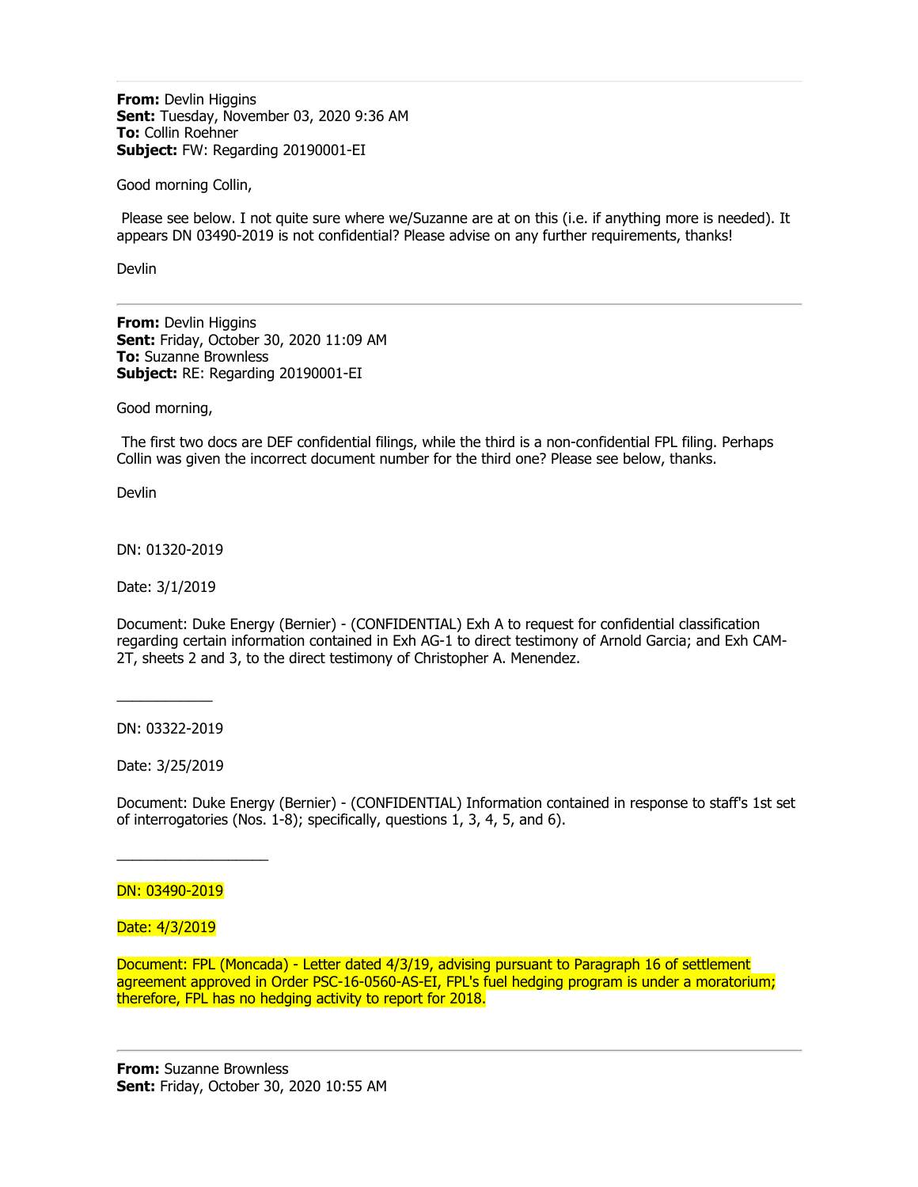---

**From:** Devlin Higgins
**Sent:** Tuesday, November 03, 2020 9:36 AM
**To:** Collin Roehner
**Subject:** FW: Regarding 20190001-EI

Good morning Collin,

Please see below. I not quite sure where we/Suzanne are at on this (i.e. if anything more is needed). It appears DN 03490-2019 is not confidential? Please advise on any further requirements, thanks!

Devlin

---

**From:** Devlin Higgins
**Sent:** Friday, October 30, 2020 11:09 AM
**To:** Suzanne Brownless
**Subject:** RE: Regarding 20190001-EI

Good morning,

The first two docs are DEF confidential filings, while the third is a non-confidential FPL filing. Perhaps Collin was given the incorrect document number for the third one? Please see below, thanks.

Devlin

DN: 01320-2019

Date: 3/1/2019

Document: Duke Energy (Bernier) - (CONFIDENTIAL) Exh A to request for confidential classification regarding certain information contained in Exh AG-1 to direct testimony of Arnold Garcia; and Exh CAM-2T, sheets 2 and 3, to the direct testimony of Christopher A. Menendez.

___________

DN: 03322-2019

Date: 3/25/2019

Document: Duke Energy (Bernier) - (CONFIDENTIAL) Information contained in response to staff's 1st set of interrogatories (Nos. 1-8); specifically, questions 1, 3, 4, 5, and 6).

__________________

DN: 03490-2019

Date: 4/3/2019

Document: FPL (Moncada) - Letter dated 4/3/19, advising pursuant to Paragraph 16 of settlement agreement approved in Order PSC-16-0560-AS-EI, FPL's fuel hedging program is under a moratorium; therefore, FPL has no hedging activity to report for 2018.

---

**From:** Suzanne Brownless
**Sent:** Friday, October 30, 2020 10:55 AM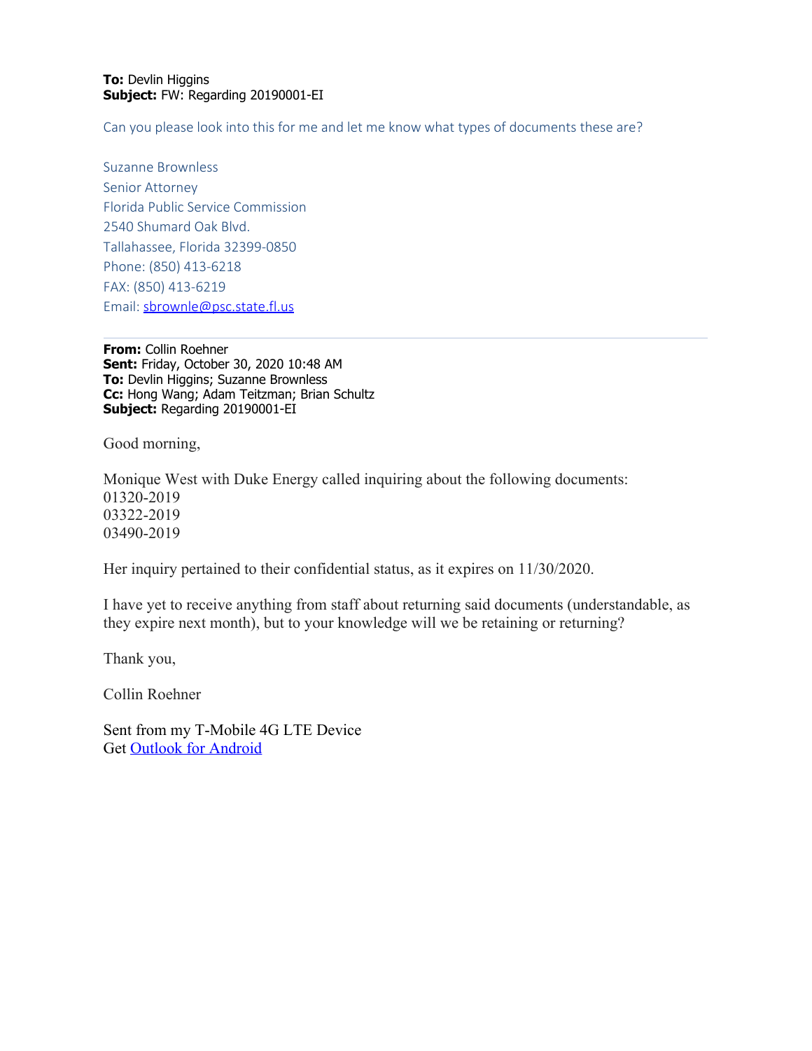**To:** Devlin Higgins
**Subject:** FW: Regarding 20190001-EI

Can you please look into this for me and let me know what types of documents these are?

Suzanne Brownless
Senior Attorney
Florida Public Service Commission
2540 Shumard Oak Blvd.
Tallahassee, Florida 32399-0850
Phone: (850) 413-6218
FAX: (850) 413-6219
Email: sbrownle@psc.state.fl.us

---

**From:** Collin Roehner
**Sent:** Friday, October 30, 2020 10:48 AM
**To:** Devlin Higgins; Suzanne Brownless
**Cc:** Hong Wang; Adam Teitzman; Brian Schultz
**Subject:** Regarding 20190001-EI

Good morning,

Monique West with Duke Energy called inquiring about the following documents:
01320-2019
03322-2019
03490-2019

Her inquiry pertained to their confidential status, as it expires on 11/30/2020.

I have yet to receive anything from staff about returning said documents (understandable, as they expire next month), but to your knowledge will we be retaining or returning?

Thank you,

Collin Roehner

Sent from my T-Mobile 4G LTE Device
Get Outlook for Android